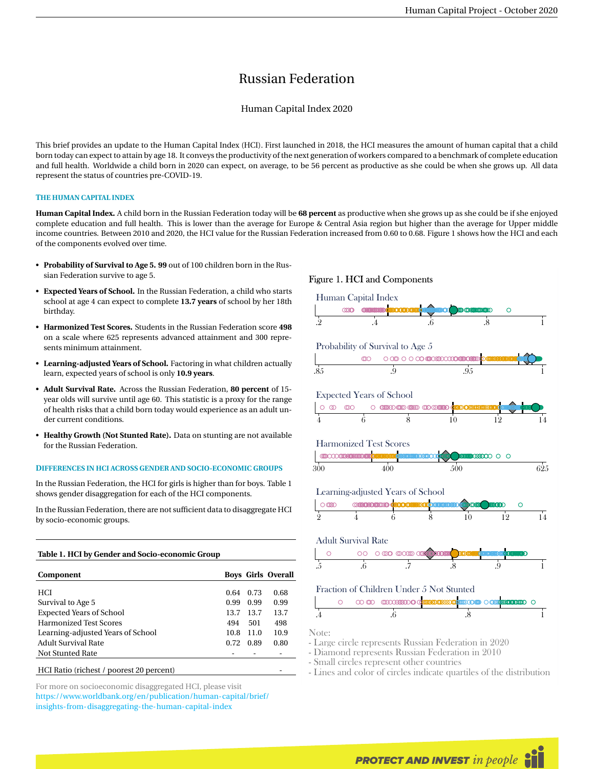# Russian Federation

Human Capital Index 2020

This brief provides an update to the Human Capital Index (HCI). First launched in 2018, the HCI measures the amount of human capital that a child born today can expect to attain by age 18. It conveys the productivity of the next generation of workers compared to a benchmark of complete education and full health. Worldwide a child born in 2020 can expect, on average, to be 56 percent as productive as she could be when she grows up. All data represent the status of countries pre-COVID-19.

### THE HUMAN CAPITAL INDEX

**Human Capital Index.** A child born in the Russian Federation today will be **68 percent** as productive when she grows up as she could be if she enjoyed complete education and full health. This is lower than the average for Europe & Central Asia region but higher than the average for Upper middle income countries. Between 2010 and 2020, the HCI value for the Russian Federation increased from 0.60 to 0.68. Figure 1 shows how the HCI and each of the components evolved over time.

- **Probability of Survival to Age 5. 99** out of 100 children born in the Russian Federation survive to age 5.
- **Expected Years of School.** In the Russian Federation, a child who starts school at age 4 can expect to complete **13.7 years** of school by her 18th birthday.
- **Harmonized Test Scores.** Students in the Russian Federation score **498** on a scale where 625 represents advanced attainment and 300 represents minimum attainment.
- **Learning-adjusted Years of School.** Factoring in what children actually learn, expected years of school is only **10.9 years**.
- **Adult Survival Rate.** Across the Russian Federation, **80 percent** of 15-year olds will survive until age 60. This statistic is a proxy for the range of health risks that a child born today would experience as an adult under current conditions.
- **Healthy Growth (Not Stunted Rate).** Data on stunting are not available for the Russian Federation.

### DIFFERENCES IN HCI ACROSS GENDER AND SOCIO-ECONOMIC GROUPS

In the Russian Federation, the HCI for girls is higher than for boys. Table 1 shows gender disaggregation for each of the HCI components.

In the Russian Federation, there are not sufficient data to disaggregate HCI by socio-economic groups.

**Table 1. HCI by Gender and Socio-economic Group**

| Component | Boys | Girls | Overall |
|---|---|---|---|
| HCI | 0.64 | 0.73 | 0.68 |
| Survival to Age 5 | 0.99 | 0.99 | 0.99 |
| Expected Years of School | 13.7 | 13.7 | 13.7 |
| Harmonized Test Scores | 494 | 501 | 498 |
| Learning-adjusted Years of School | 10.8 | 11.0 | 10.9 |
| Adult Survival Rate | 0.72 | 0.89 | 0.80 |
| Not Stunted Rate | - | - | - |
| HCI Ratio (richest / poorest 20 percent) | | | - |

For more on socioeconomic disaggregated HCI, please visit https://www.worldbank.org/en/publication/human-capital/brief/insights-from-disaggregating-the-human-capital-index

Figure 1. HCI and Components

Human Capital Index

Probability of Survival to Age 5

Expected Years of School

Harmonized Test Scores

Learning-adjusted Years of School

Adult Survival Rate

Fraction of Children Under 5 Not Stunted

Note:
- Large circle represents Russian Federation in 2020
- Diamond represents Russian Federation in 2010
- Small circles represent other countries
- Lines and color of circles indicate quartiles of the distribution

**PROTECT AND INVEST** *in people*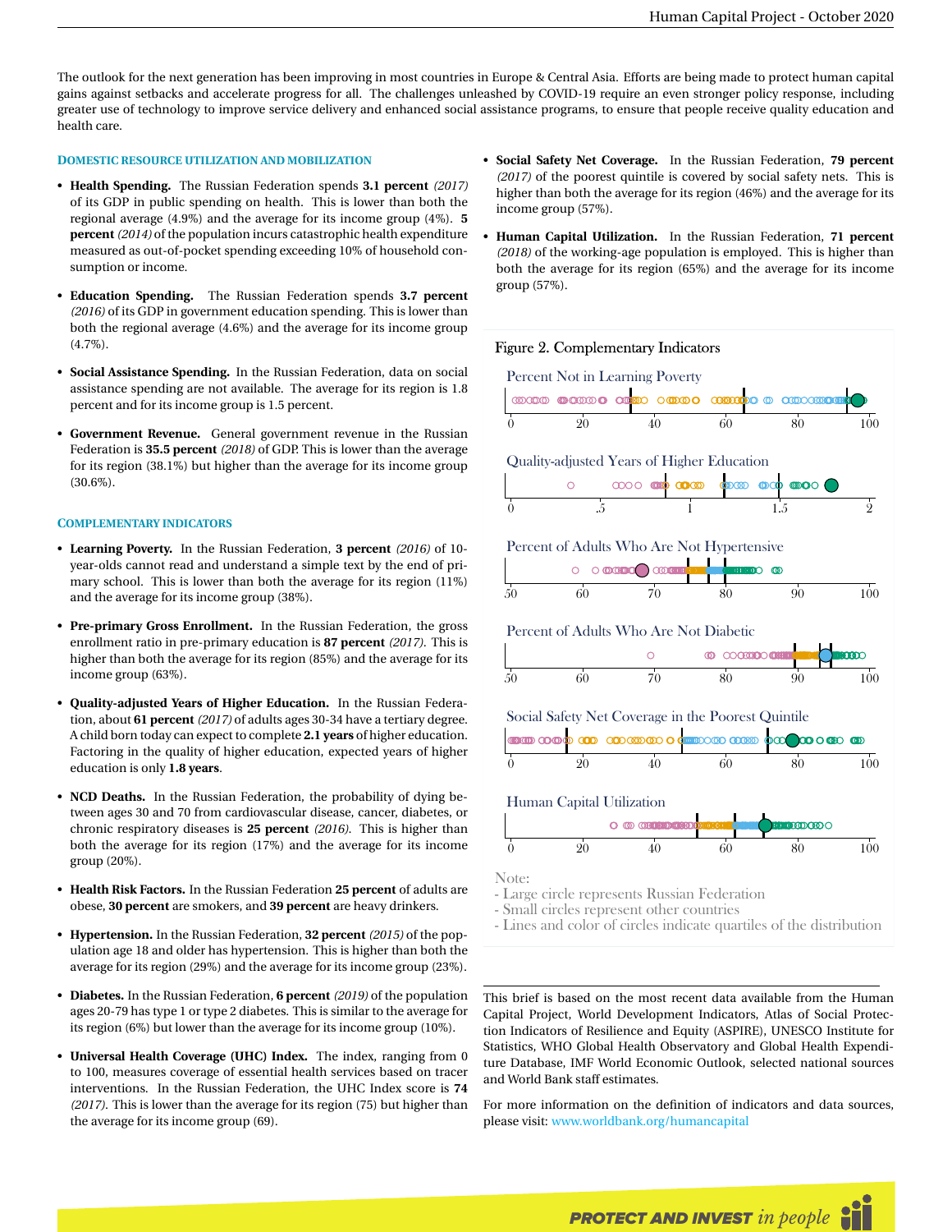The outlook for the next generation has been improving in most countries in Europe & Central Asia. Efforts are being made to protect human capital gains against setbacks and accelerate progress for all. The challenges unleashed by COVID-19 require an even stronger policy response, including greater use of technology to improve service delivery and enhanced social assistance programs, to ensure that people receive quality education and health care.

### DOMESTIC RESOURCE UTILIZATION AND MOBILIZATION

- **Health Spending.** The Russian Federation spends **3.1 percent** *(2017)* of its GDP in public spending on health. This is lower than both the regional average (4.9%) and the average for its income group (4%). **5 percent** *(2014)* of the population incurs catastrophic health expenditure measured as out-of-pocket spending exceeding 10% of household consumption or income.

- **Education Spending.** The Russian Federation spends **3.7 percent** *(2016)* of its GDP in government education spending. This is lower than both the regional average (4.6%) and the average for its income group (4.7%).

- **Social Assistance Spending.** In the Russian Federation, data on social assistance spending are not available. The average for its region is 1.8 percent and for its income group is 1.5 percent.

- **Government Revenue.** General government revenue in the Russian Federation is **35.5 percent** *(2018)* of GDP. This is lower than the average for its region (38.1%) but higher than the average for its income group (30.6%).

### COMPLEMENTARY INDICATORS

- **Learning Poverty.** In the Russian Federation, **3 percent** *(2016)* of 10-year-olds cannot read and understand a simple text by the end of primary school. This is lower than both the average for its region (11%) and the average for its income group (38%).

- **Pre-primary Gross Enrollment.** In the Russian Federation, the gross enrollment ratio in pre-primary education is **87 percent** *(2017)*. This is higher than both the average for its region (85%) and the average for its income group (63%).

- **Quality-adjusted Years of Higher Education.** In the Russian Federation, about **61 percent** *(2017)* of adults ages 30-34 have a tertiary degree. A child born today can expect to complete **2.1 years** of higher education. Factoring in the quality of higher education, expected years of higher education is only **1.8 years**.

- **NCD Deaths.** In the Russian Federation, the probability of dying between ages 30 and 70 from cardiovascular disease, cancer, diabetes, or chronic respiratory diseases is **25 percent** *(2016)*. This is higher than both the average for its region (17%) and the average for its income group (20%).

- **Health Risk Factors.** In the Russian Federation **25 percent** of adults are obese, **30 percent** are smokers, and **39 percent** are heavy drinkers.

- **Hypertension.** In the Russian Federation, **32 percent** *(2015)* of the population age 18 and older has hypertension. This is higher than both the average for its region (29%) and the average for its income group (23%).

- **Diabetes.** In the Russian Federation, **6 percent** *(2019)* of the population ages 20-79 has type 1 or type 2 diabetes. This is similar to the average for its region (6%) but lower than the average for its income group (10%).

- **Universal Health Coverage (UHC) Index.** The index, ranging from 0 to 100, measures coverage of essential health services based on tracer interventions. In the Russian Federation, the UHC Index score is **74** *(2017)*. This is lower than the average for its region (75) but higher than the average for its income group (69).

- **Social Safety Net Coverage.** In the Russian Federation, **79 percent** *(2017)* of the poorest quintile is covered by social safety nets. This is higher than both the average for its region (46%) and the average for its income group (57%).

- **Human Capital Utilization.** In the Russian Federation, **71 percent** *(2018)* of the working-age population is employed. This is higher than both the average for its region (65%) and the average for its income group (57%).

Figure 2. Complementary Indicators

Percent Not in Learning Poverty
0 20 40 60 80 100

Quality-adjusted Years of Higher Education
0 .5 1 1.5 2

Percent of Adults Who Are Not Hypertensive
50 60 70 80 90 100

Percent of Adults Who Are Not Diabetic
50 60 70 80 90 100

Social Safety Net Coverage in the Poorest Quintile
0 20 40 60 80 100

Human Capital Utilization
0 20 40 60 80 100

Note:
- Large circle represents Russian Federation
- Small circles represent other countries
- Lines and color of circles indicate quartiles of the distribution

This brief is based on the most recent data available from the Human Capital Project, World Development Indicators, Atlas of Social Protection Indicators of Resilience and Equity (ASPIRE), UNESCO Institute for Statistics, WHO Global Health Observatory and Global Health Expenditure Database, IMF World Economic Outlook, selected national sources and World Bank staff estimates.

For more information on the definition of indicators and data sources, please visit: www.worldbank.org/humancapital

PROTECT AND INVEST *in people*